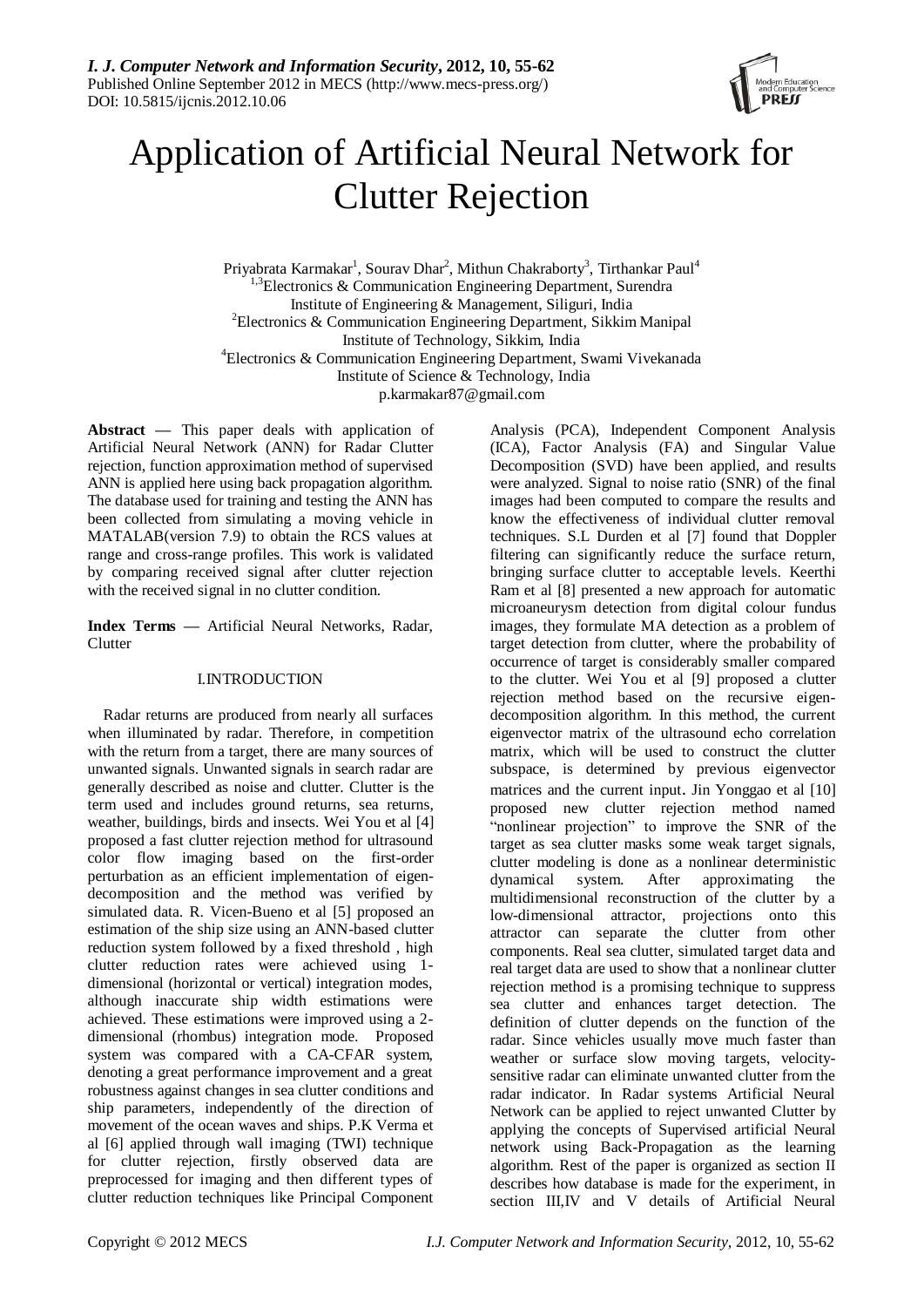# Application of Artificial Neural Network for Clutter Rejection

Priyabrata Karmakar[1], Sourav Dhar[2], Mithun Chakraborty[3], Tirthankar Paul[4]

[1,3]Electronics & Communication Engineering Department, Surendra Institute of Engineering & Management, Siliguri, India

[2]Electronics & Communication Engineering Department, Sikkim Manipal Institute of Technology, Sikkim, India

[4]Electronics & Communication Engineering Department, Swami Vivekanada Institute of Science & Technology, India

p.karmakar87@gmail.com

**Abstract —** This paper deals with application of Artificial Neural Network (ANN) for Radar Clutter rejection, function approximation method of supervised ANN is applied here using back propagation algorithm. The database used for training and testing the ANN has been collected from simulating a moving vehicle in MATLAB(version 7.9) to obtain the RCS values at range and cross-range profiles. This work is validated by comparing received signal after clutter rejection with the received signal in no clutter condition.

**Index Terms —** Artificial Neural Networks, Radar, Clutter

## I.INTRODUCTION

Radar returns are produced from nearly all surfaces when illuminated by radar. Therefore, in competition with the return from a target, there are many sources of unwanted signals. Unwanted signals in search radar are generally described as noise and clutter. Clutter is the term used and includes ground returns, sea returns, weather, buildings, birds and insects. Wei You et al [4] proposed a fast clutter rejection method for ultrasound color flow imaging based on the first-order perturbation as an efficient implementation of eigen-decomposition and the method was verified by simulated data. R. Vicen-Bueno et al [5] proposed an estimation of the ship size using an ANN-based clutter reduction system followed by a fixed threshold , high clutter reduction rates were achieved using 1-dimensional (horizontal or vertical) integration modes, although inaccurate ship width estimations were achieved. These estimations were improved using a 2-dimensional (rhombus) integration mode. Proposed system was compared with a CA-CFAR system, denoting a great performance improvement and a great robustness against changes in sea clutter conditions and ship parameters, independently of the direction of movement of the ocean waves and ships. P.K Verma et al [6] applied through wall imaging (TWI) technique for clutter rejection, firstly observed data are preprocessed for imaging and then different types of clutter reduction techniques like Principal Component Analysis (PCA), Independent Component Analysis (ICA), Factor Analysis (FA) and Singular Value Decomposition (SVD) have been applied, and results were analyzed. Signal to noise ratio (SNR) of the final images had been computed to compare the results and know the effectiveness of individual clutter removal techniques. S.L Durden et al [7] found that Doppler filtering can significantly reduce the surface return, bringing surface clutter to acceptable levels. Keerthi Ram et al [8] presented a new approach for automatic microaneurysm detection from digital colour fundus images, they formulate MA detection as a problem of target detection from clutter, where the probability of occurrence of target is considerably smaller compared to the clutter. Wei You et al [9] proposed a clutter rejection method based on the recursive eigen-decomposition algorithm. In this method, the current eigenvector matrix of the ultrasound echo correlation matrix, which will be used to construct the clutter subspace, is determined by previous eigenvector matrices and the current input. Jin Yonggao et al [10] proposed new clutter rejection method named "nonlinear projection" to improve the SNR of the target as sea clutter masks some weak target signals, clutter modeling is done as a nonlinear deterministic dynamical system. After approximating the multidimensional reconstruction of the clutter by a low-dimensional attractor, projections onto this attractor can separate the clutter from other components. Real sea clutter, simulated target data and real target data are used to show that a nonlinear clutter rejection method is a promising technique to suppress sea clutter and enhances target detection. The definition of clutter depends on the function of the radar. Since vehicles usually move much faster than weather or surface slow moving targets, velocity-sensitive radar can eliminate unwanted clutter from the radar indicator. In Radar systems Artificial Neural Network can be applied to reject unwanted Clutter by applying the concepts of Supervised artificial Neural network using Back-Propagation as the learning algorithm. Rest of the paper is organized as section II describes how database is made for the experiment, in section III,IV and V details of Artificial Neural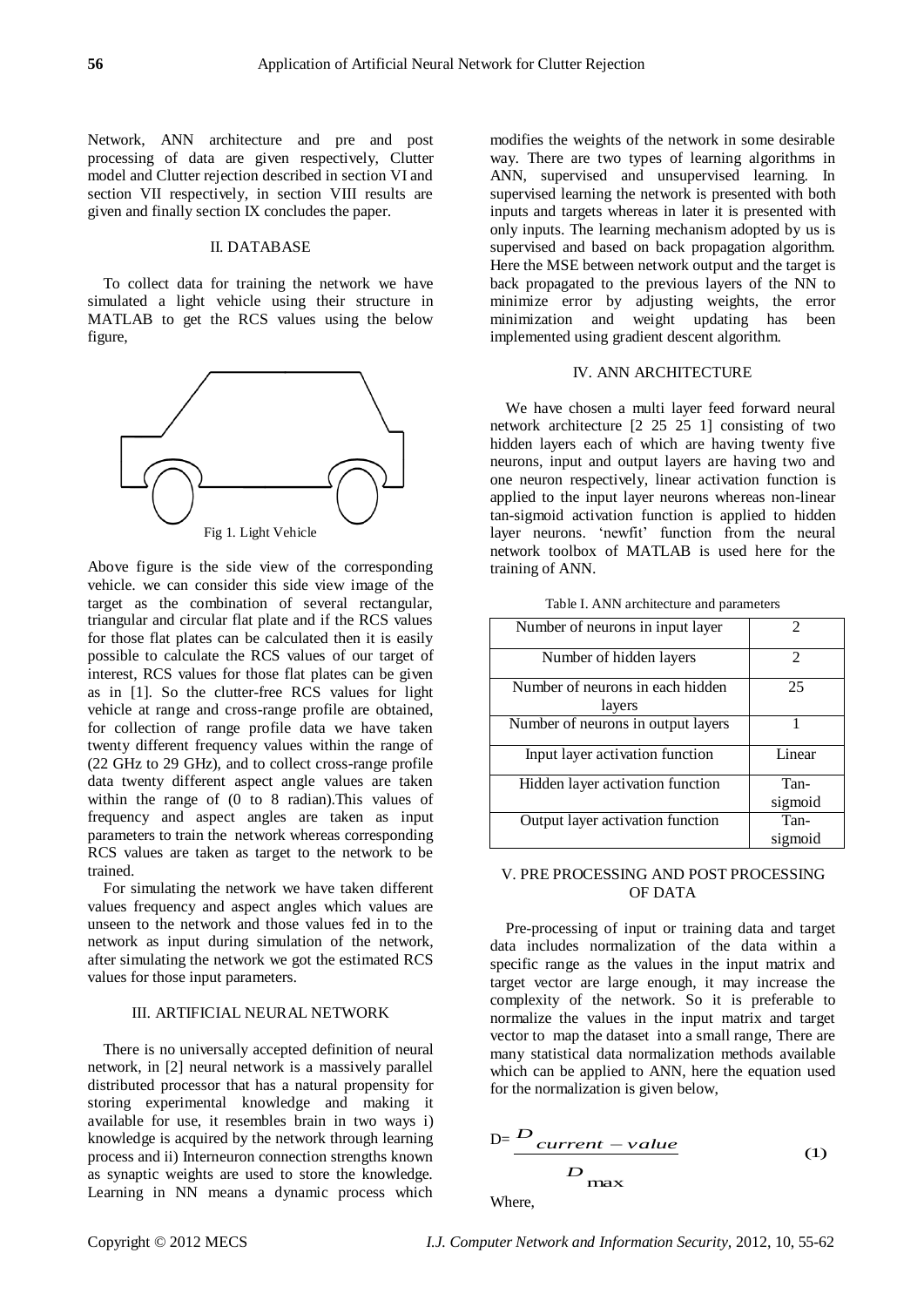Network, ANN architecture and pre and post processing of data are given respectively, Clutter model and Clutter rejection described in section VI and section VII respectively, in section VIII results are given and finally section IX concludes the paper.

## II. DATABASE

To collect data for training the network we have simulated a light vehicle using their structure in MATLAB to get the RCS values using the below figure,

Fig 1. Light Vehicle

Above figure is the side view of the corresponding vehicle. we can consider this side view image of the target as the combination of several rectangular, triangular and circular flat plate and if the RCS values for those flat plates can be calculated then it is easily possible to calculate the RCS values of our target of interest, RCS values for those flat plates can be given as in [1]. So the clutter-free RCS values for light vehicle at range and cross-range profile are obtained, for collection of range profile data we have taken twenty different frequency values within the range of (22 GHz to 29 GHz), and to collect cross-range profile data twenty different aspect angle values are taken within the range of (0 to 8 radian).This values of frequency and aspect angles are taken as input parameters to train the network whereas corresponding RCS values are taken as target to the network to be trained.

For simulating the network we have taken different values frequency and aspect angles which values are unseen to the network and those values fed in to the network as input during simulation of the network, after simulating the network we got the estimated RCS values for those input parameters.

## III. ARTIFICIAL NEURAL NETWORK

There is no universally accepted definition of neural network, in [2] neural network is a massively parallel distributed processor that has a natural propensity for storing experimental knowledge and making it available for use, it resembles brain in two ways i) knowledge is acquired by the network through learning process and ii) Interneuron connection strengths known as synaptic weights are used to store the knowledge. Learning in NN means a dynamic process which modifies the weights of the network in some desirable way. There are two types of learning algorithms in ANN, supervised and unsupervised learning. In supervised learning the network is presented with both inputs and targets whereas in later it is presented with only inputs. The learning mechanism adopted by us is supervised and based on back propagation algorithm. Here the MSE between network output and the target is back propagated to the previous layers of the NN to minimize error by adjusting weights, the error minimization and weight updating has been implemented using gradient descent algorithm.

## IV. ANN ARCHITECTURE

We have chosen a multi layer feed forward neural network architecture [2 25 25 1] consisting of two hidden layers each of which are having twenty five neurons, input and output layers are having two and one neuron respectively, linear activation function is applied to the input layer neurons whereas non-linear tan-sigmoid activation function is applied to hidden layer neurons. 'newfit' function from the neural network toolbox of MATLAB is used here for the training of ANN.

Table I. ANN architecture and parameters

| | |
|---|---|
| Number of neurons in input layer | 2 |
| Number of hidden layers | 2 |
| Number of neurons in each hidden layers | 25 |
| Number of neurons in output layers | 1 |
| Input layer activation function | Linear |
| Hidden layer activation function | Tan-sigmoid |
| Output layer activation function | Tan-sigmoid |

## V. PRE PROCESSING AND POST PROCESSING OF DATA

Pre-processing of input or training data and target data includes normalization of the data within a specific range as the values in the input matrix and target vector are large enough, it may increase the complexity of the network. So it is preferable to normalize the values in the input matrix and target vector to map the dataset into a small range, There are many statistical data normalization methods available which can be applied to ANN, here the equation used for the normalization is given below,

$$D = \frac{D_{current-value}}{D_{\max}} \tag{1}$$

Where,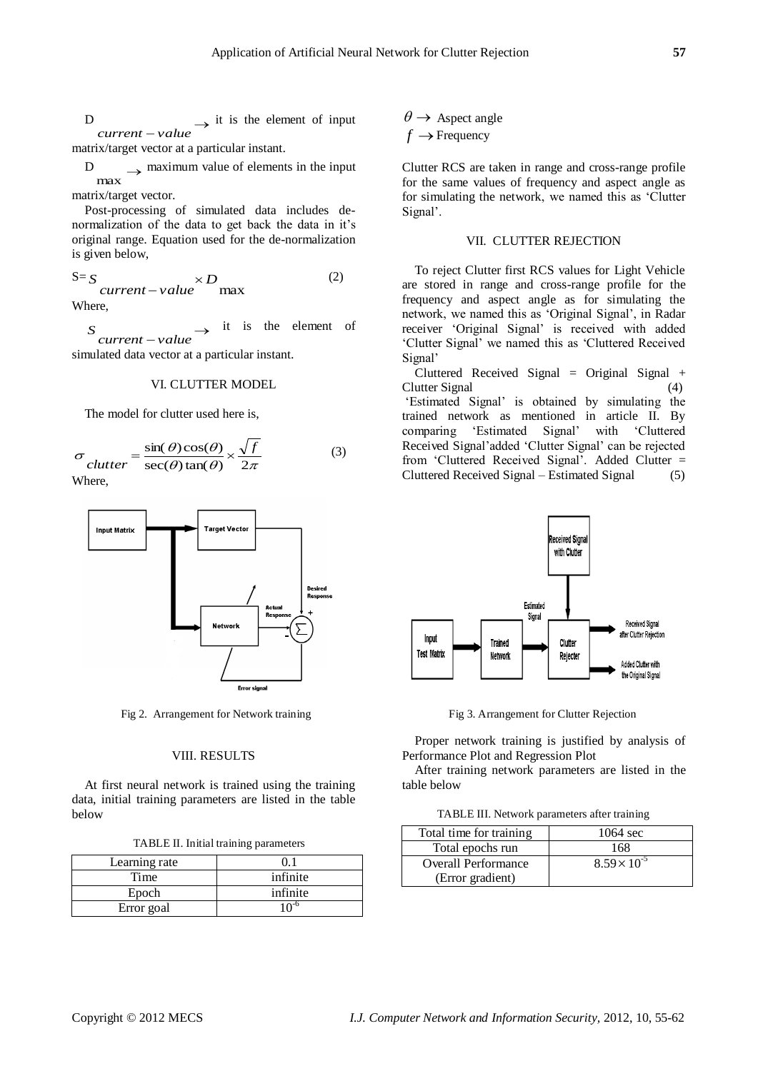$D_{current-value} \rightarrow$ it is the element of input matrix/target vector at a particular instant.

$D_{max} \rightarrow$ maximum value of elements in the input matrix/target vector.

Post-processing of simulated data includes de-normalization of the data to get back the data in it's original range. Equation used for the de-normalization is given below,

$$S = S_{current-value} \times D_{max} \quad (2)$$

Where,

$S_{current-value} \rightarrow$ it is the element of simulated data vector at a particular instant.

## VI. CLUTTER MODEL

The model for clutter used here is,

$$\sigma_{clutter} = \frac{\sin(\theta)\cos(\theta)}{\sec(\theta)\tan(\theta)} \times \frac{\sqrt{f}}{2\pi} \quad (3)$$

Where,

$\theta \rightarrow$ Aspect angle

$f \rightarrow$ Frequency

Fig 2. Arrangement for Network training

Clutter RCS are taken in range and cross-range profile for the same values of frequency and aspect angle as for simulating the network, we named this as 'Clutter Signal'.

## VII. CLUTTER REJECTION

To reject Clutter first RCS values for Light Vehicle are stored in range and cross-range profile for the frequency and aspect angle as for simulating the network, we named this as 'Original Signal', in Radar receiver 'Original Signal' is received with added 'Clutter Signal' we named this as 'Cluttered Received Signal'

Cluttered Received Signal = Original Signal + Clutter Signal (4)

'Estimated Signal' is obtained by simulating the trained network as mentioned in article II. By comparing 'Estimated Signal' with 'Cluttered Received Signal'added 'Clutter Signal' can be rejected from 'Cluttered Received Signal'. Added Clutter = Cluttered Received Signal – Estimated Signal (5)

Fig 3. Arrangement for Clutter Rejection

## VIII. RESULTS

At first neural network is trained using the training data, initial training parameters are listed in the table below

TABLE II. Initial training parameters

| Learning rate | 0.1 |
|---|---|
| Time | infinite |
| Epoch | infinite |
| Error goal | $10^{-6}$ |

Proper network training is justified by analysis of Performance Plot and Regression Plot

After training network parameters are listed in the table below

TABLE III. Network parameters after training

| Total time for training | 1064 sec |
|---|---|
| Total epochs run | 168 |
| Overall Performance (Error gradient) | $8.59 \times 10^{-5}$ |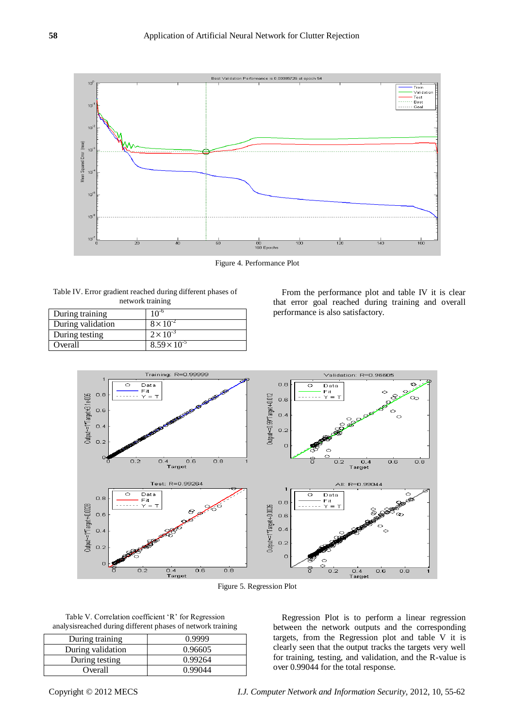Figure 4. Performance Plot

Table IV. Error gradient reached during different phases of network training

| | |
|---|---|
| During training | $10^{-6}$ |
| During validation | $8\times10^{-2}$ |
| During testing | $2\times10^{-3}$ |
| Overall | $8.59\times10^{-5}$ |

From the performance plot and table IV it is clear that error goal reached during training and overall performance is also satisfactory.

Figure 5. Regression Plot

Table V. Correlation coefficient 'R' for Regression analysisreached during different phases of network training

| | |
|---|---|
| During training | 0.9999 |
| During validation | 0.96605 |
| During testing | 0.99264 |
| Overall | 0.99044 |

Regression Plot is to perform a linear regression between the network outputs and the corresponding targets, from the Regression plot and table V it is clearly seen that the output tracks the targets very well for training, testing, and validation, and the R-value is over 0.99044 for the total response.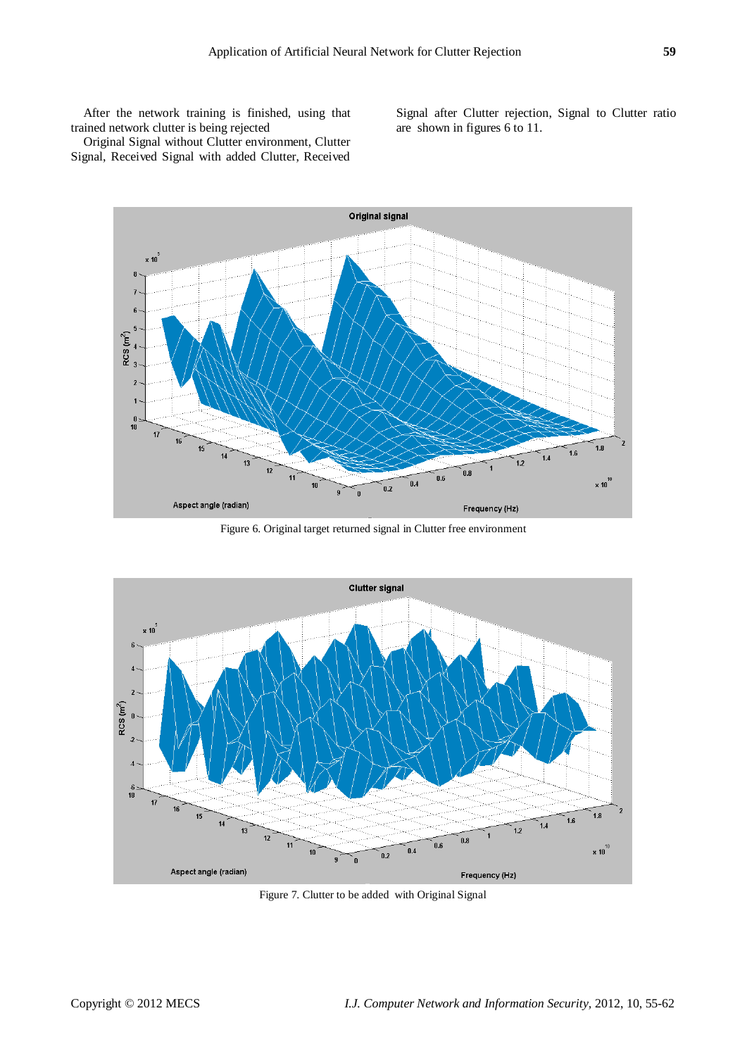After the network training is finished, using that trained network clutter is being rejected

Original Signal without Clutter environment, Clutter Signal, Received Signal with added Clutter, Received Signal after Clutter rejection, Signal to Clutter ratio are shown in figures 6 to 11.

Figure 6. Original target returned signal in Clutter free environment

Figure 7. Clutter to be added with Original Signal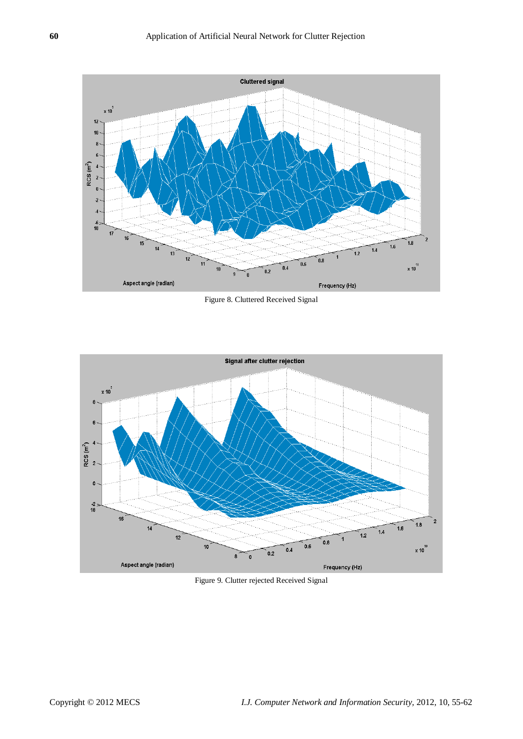Figure 8. Cluttered Received Signal

Figure 9. Clutter rejected Received Signal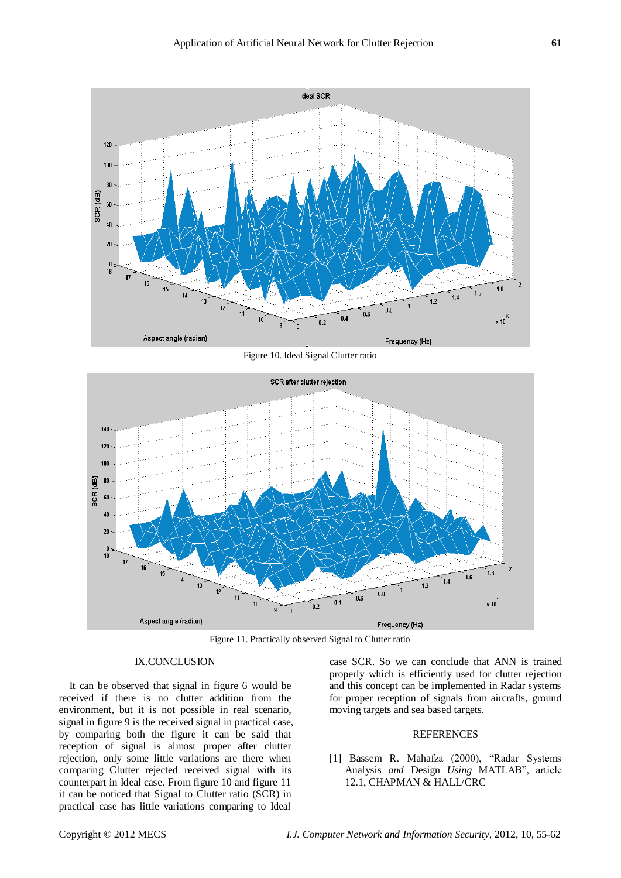Figure 10. Ideal Signal Clutter ratio

Figure 11. Practically observed Signal to Clutter ratio

## IX. CONCLUSION

It can be observed that signal in figure 6 would be received if there is no clutter addition from the environment, but it is not possible in real scenario, signal in figure 9 is the received signal in practical case, by comparing both the figure it can be said that reception of signal is almost proper after clutter rejection, only some little variations are there when comparing Clutter rejected received signal with its counterpart in Ideal case. From figure 10 and figure 11 it can be noticed that Signal to Clutter ratio (SCR) in practical case has little variations comparing to Ideal case SCR. So we can conclude that ANN is trained properly which is efficiently used for clutter rejection and this concept can be implemented in Radar systems for proper reception of signals from aircrafts, ground moving targets and sea based targets.

## REFERENCES

[1] Bassem R. Mahafza (2000), "Radar Systems Analysis *and* Design *Using* MATLAB", article 12.1, CHAPMAN & HALL/CRC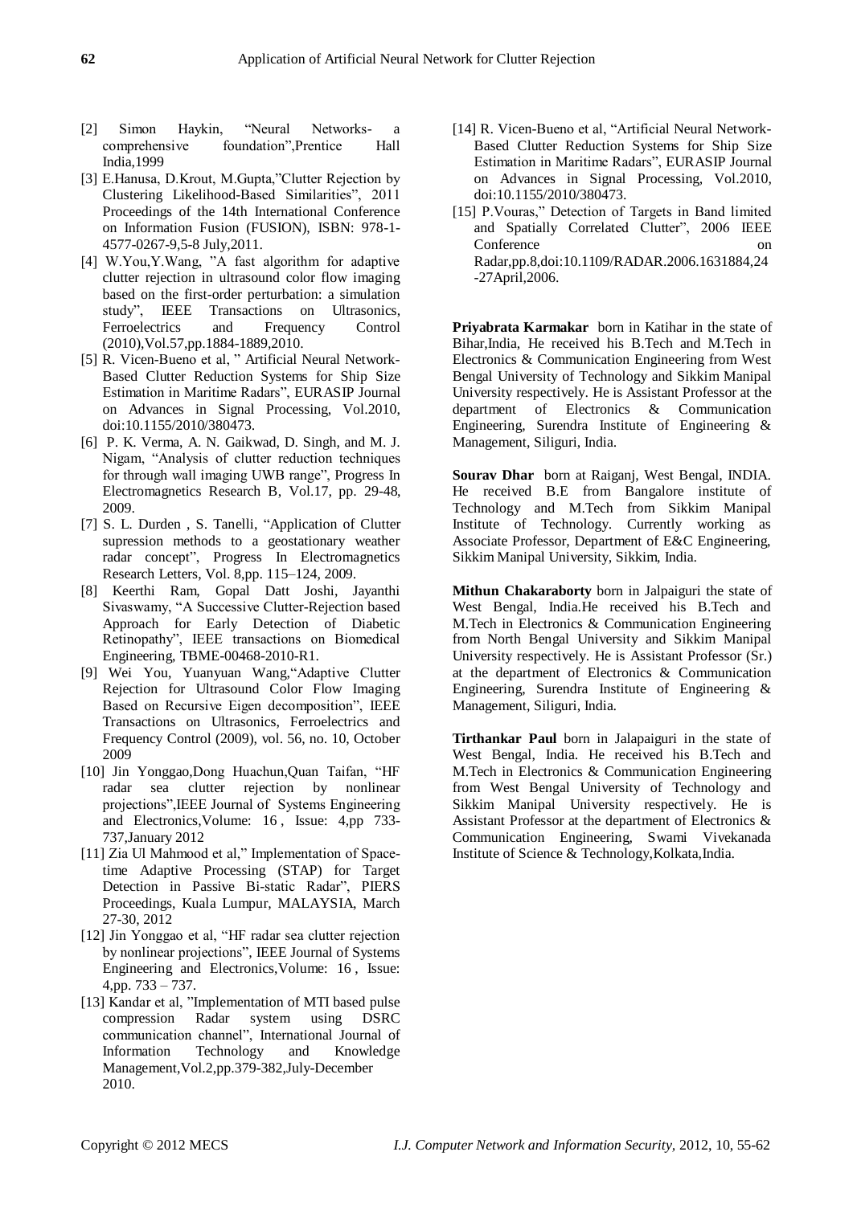[2] Simon Haykin, "Neural Networks- a comprehensive foundation",Prentice Hall India,1999

[3] E.Hanusa, D.Krout, M.Gupta,"Clutter Rejection by Clustering Likelihood-Based Similarities", 2011 Proceedings of the 14th International Conference on Information Fusion (FUSION), ISBN: 978-1-4577-0267-9,5-8 July,2011.

[4] W.You,Y.Wang, "A fast algorithm for adaptive clutter rejection in ultrasound color flow imaging based on the first-order perturbation: a simulation study", IEEE Transactions on Ultrasonics, Ferroelectrics and Frequency Control (2010),Vol.57,pp.1884-1889,2010.

[5] R. Vicen-Bueno et al, " Artificial Neural Network-Based Clutter Reduction Systems for Ship Size Estimation in Maritime Radars", EURASIP Journal on Advances in Signal Processing, Vol.2010, doi:10.1155/2010/380473.

[6] P. K. Verma, A. N. Gaikwad, D. Singh, and M. J. Nigam, "Analysis of clutter reduction techniques for through wall imaging UWB range", Progress In Electromagnetics Research B, Vol.17, pp. 29-48, 2009.

[7] S. L. Durden , S. Tanelli, "Application of Clutter supression methods to a geostationary weather radar concept", Progress In Electromagnetics Research Letters, Vol. 8,pp. 115–124, 2009.

[8] Keerthi Ram, Gopal Datt Joshi, Jayanthi Sivaswamy, "A Successive Clutter-Rejection based Approach for Early Detection of Diabetic Retinopathy", IEEE transactions on Biomedical Engineering, TBME-00468-2010-R1.

[9] Wei You, Yuanyuan Wang,"Adaptive Clutter Rejection for Ultrasound Color Flow Imaging Based on Recursive Eigen decomposition", IEEE Transactions on Ultrasonics, Ferroelectrics and Frequency Control (2009), vol. 56, no. 10, October 2009

[10] Jin Yonggao,Dong Huachun,Quan Taifan, "HF radar sea clutter rejection by nonlinear projections",IEEE Journal of Systems Engineering and Electronics,Volume: 16 , Issue: 4,pp 733-737,January 2012

[11] Zia Ul Mahmood et al," Implementation of Space-time Adaptive Processing (STAP) for Target Detection in Passive Bi-static Radar", PIERS Proceedings, Kuala Lumpur, MALAYSIA, March 27-30, 2012

[12] Jin Yonggao et al, "HF radar sea clutter rejection by nonlinear projections", IEEE Journal of Systems Engineering and Electronics,Volume: 16 , Issue: 4,pp. 733 – 737.

[13] Kandar et al, "Implementation of MTI based pulse compression Radar system using DSRC communication channel", International Journal of Information Technology and Knowledge Management,Vol.2,pp.379-382,July-December 2010.

[14] R. Vicen-Bueno et al, "Artificial Neural Network-Based Clutter Reduction Systems for Ship Size Estimation in Maritime Radars", EURASIP Journal on Advances in Signal Processing, Vol.2010, doi:10.1155/2010/380473.

[15] P.Vouras," Detection of Targets in Band limited and Spatially Correlated Clutter", 2006 IEEE Conference on Radar,pp.8,doi:10.1109/RADAR.2006.1631884,24-27April,2006.

**Priyabrata Karmakar** born in Katihar in the state of Bihar,India, He received his B.Tech and M.Tech in Electronics & Communication Engineering from West Bengal University of Technology and Sikkim Manipal University respectively. He is Assistant Professor at the department of Electronics & Communication Engineering, Surendra Institute of Engineering & Management, Siliguri, India.

**Sourav Dhar** born at Raiganj, West Bengal, INDIA. He received B.E from Bangalore institute of Technology and M.Tech from Sikkim Manipal Institute of Technology. Currently working as Associate Professor, Department of E&C Engineering, Sikkim Manipal University, Sikkim, India.

**Mithun Chakaraborty** born in Jalpaiguri the state of West Bengal, India.He received his B.Tech and M.Tech in Electronics & Communication Engineering from North Bengal University and Sikkim Manipal University respectively. He is Assistant Professor (Sr.) at the department of Electronics & Communication Engineering, Surendra Institute of Engineering & Management, Siliguri, India.

**Tirthankar Paul** born in Jalapaiguri in the state of West Bengal, India. He received his B.Tech and M.Tech in Electronics & Communication Engineering from West Bengal University of Technology and Sikkim Manipal University respectively. He is Assistant Professor at the department of Electronics & Communication Engineering, Swami Vivekanada Institute of Science & Technology,Kolkata,India.